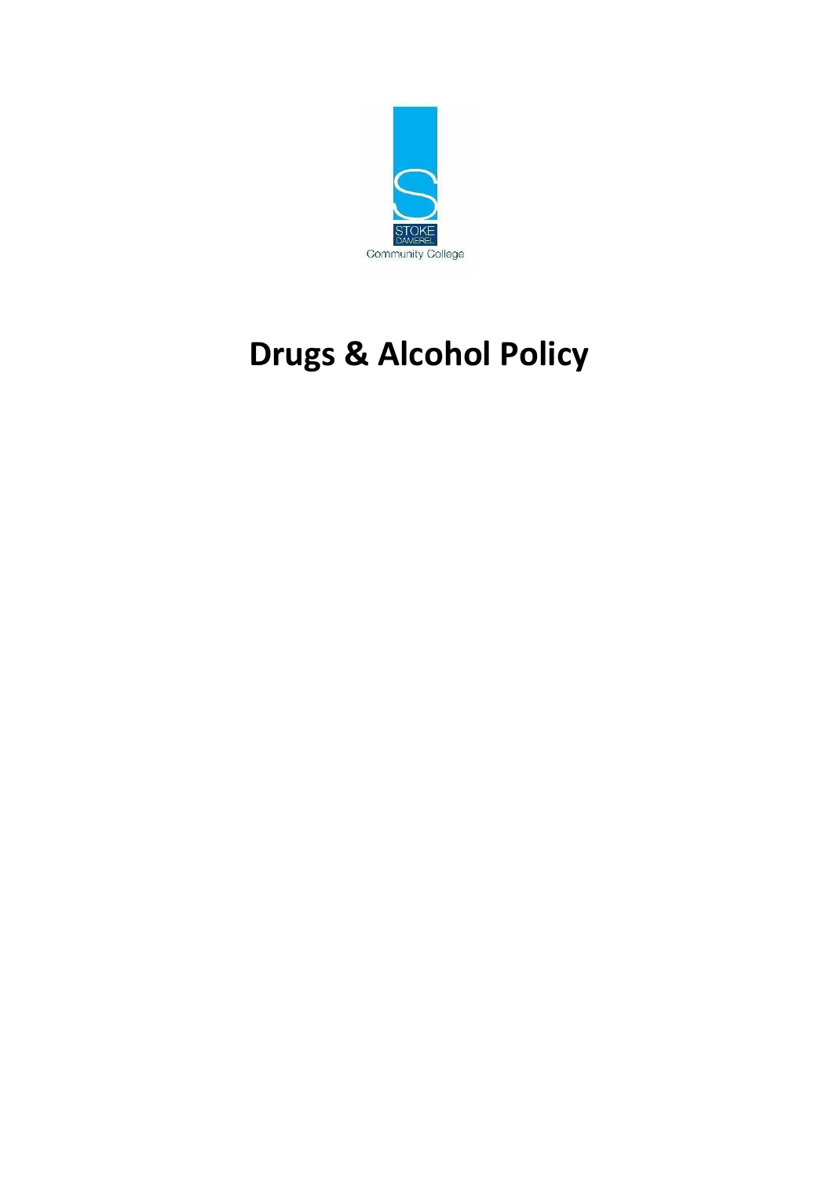STOKE DAMEREL

Community College

# Drugs & Alcohol Policy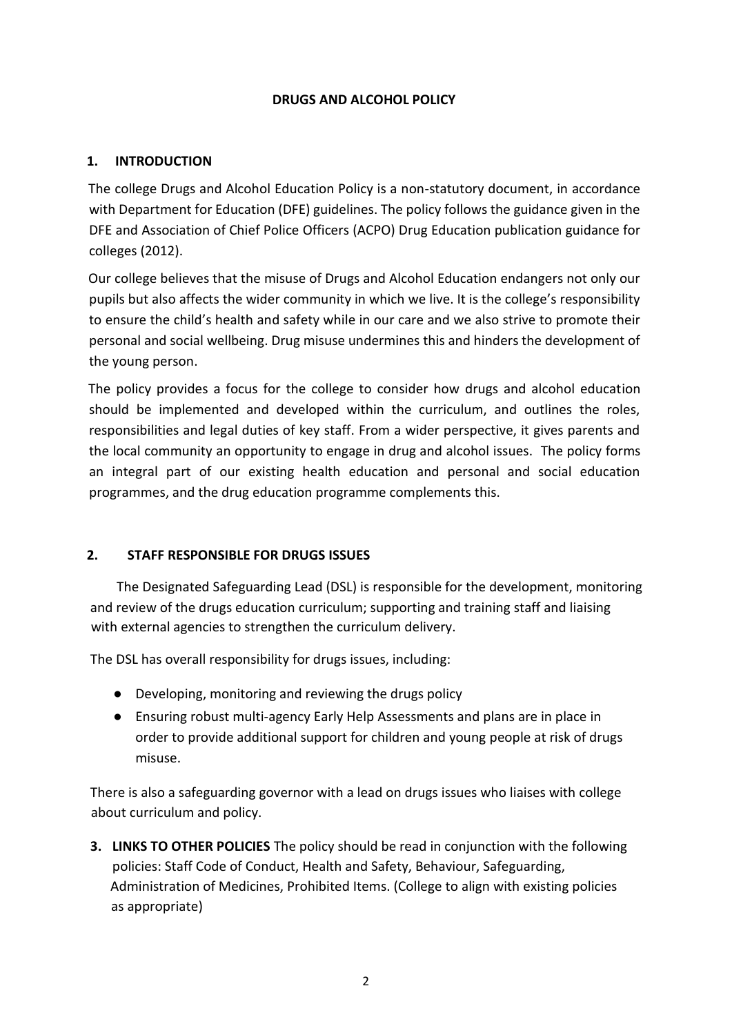# DRUGS AND ALCOHOL POLICY

## 1. INTRODUCTION

The college Drugs and Alcohol Education Policy is a non-statutory document, in accordance with Department for Education (DFE) guidelines. The policy follows the guidance given in the DFE and Association of Chief Police Officers (ACPO) Drug Education publication guidance for colleges (2012).

Our college believes that the misuse of Drugs and Alcohol Education endangers not only our pupils but also affects the wider community in which we live. It is the college's responsibility to ensure the child's health and safety while in our care and we also strive to promote their personal and social wellbeing. Drug misuse undermines this and hinders the development of the young person.

The policy provides a focus for the college to consider how drugs and alcohol education should be implemented and developed within the curriculum, and outlines the roles, responsibilities and legal duties of key staff. From a wider perspective, it gives parents and the local community an opportunity to engage in drug and alcohol issues. The policy forms an integral part of our existing health education and personal and social education programmes, and the drug education programme complements this.

## 2. STAFF RESPONSIBLE FOR DRUGS ISSUES

The Designated Safeguarding Lead (DSL) is responsible for the development, monitoring and review of the drugs education curriculum; supporting and training staff and liaising with external agencies to strengthen the curriculum delivery.

The DSL has overall responsibility for drugs issues, including:

- Developing, monitoring and reviewing the drugs policy
- Ensuring robust multi-agency Early Help Assessments and plans are in place in order to provide additional support for children and young people at risk of drugs misuse.

There is also a safeguarding governor with a lead on drugs issues who liaises with college about curriculum and policy.

**3. LINKS TO OTHER POLICIES** The policy should be read in conjunction with the following policies: Staff Code of Conduct, Health and Safety, Behaviour, Safeguarding, Administration of Medicines, Prohibited Items. (College to align with existing policies as appropriate)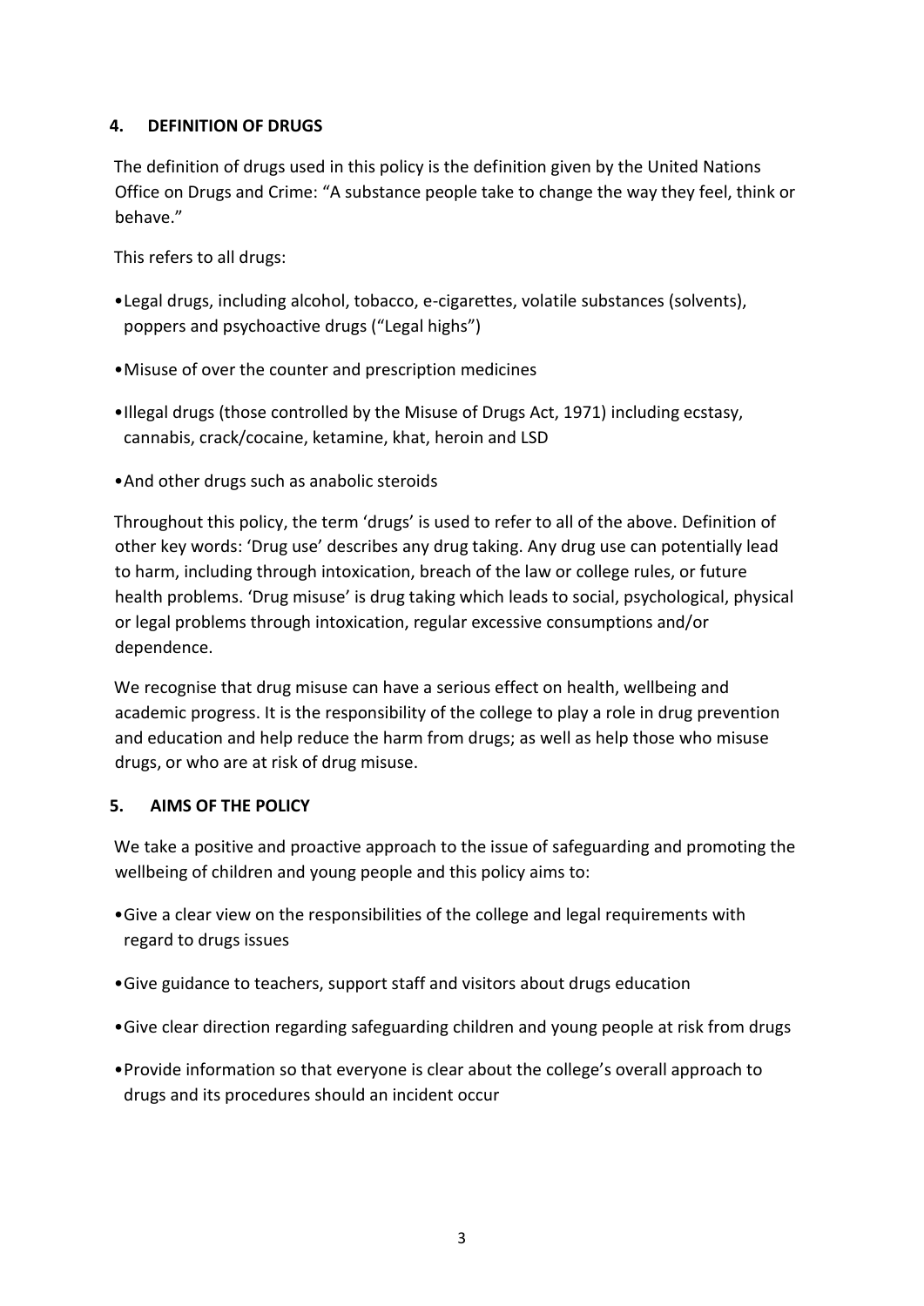## 4. DEFINITION OF DRUGS

The definition of drugs used in this policy is the definition given by the United Nations Office on Drugs and Crime: "A substance people take to change the way they feel, think or behave."

This refers to all drugs:

- Legal drugs, including alcohol, tobacco, e-cigarettes, volatile substances (solvents), poppers and psychoactive drugs ("Legal highs")
- Misuse of over the counter and prescription medicines
- Illegal drugs (those controlled by the Misuse of Drugs Act, 1971) including ecstasy, cannabis, crack/cocaine, ketamine, khat, heroin and LSD
- And other drugs such as anabolic steroids

Throughout this policy, the term 'drugs' is used to refer to all of the above. Definition of other key words: 'Drug use' describes any drug taking. Any drug use can potentially lead to harm, including through intoxication, breach of the law or college rules, or future health problems. 'Drug misuse' is drug taking which leads to social, psychological, physical or legal problems through intoxication, regular excessive consumptions and/or dependence.

We recognise that drug misuse can have a serious effect on health, wellbeing and academic progress. It is the responsibility of the college to play a role in drug prevention and education and help reduce the harm from drugs; as well as help those who misuse drugs, or who are at risk of drug misuse.

## 5. AIMS OF THE POLICY

We take a positive and proactive approach to the issue of safeguarding and promoting the wellbeing of children and young people and this policy aims to:

- Give a clear view on the responsibilities of the college and legal requirements with regard to drugs issues
- Give guidance to teachers, support staff and visitors about drugs education
- Give clear direction regarding safeguarding children and young people at risk from drugs
- Provide information so that everyone is clear about the college's overall approach to drugs and its procedures should an incident occur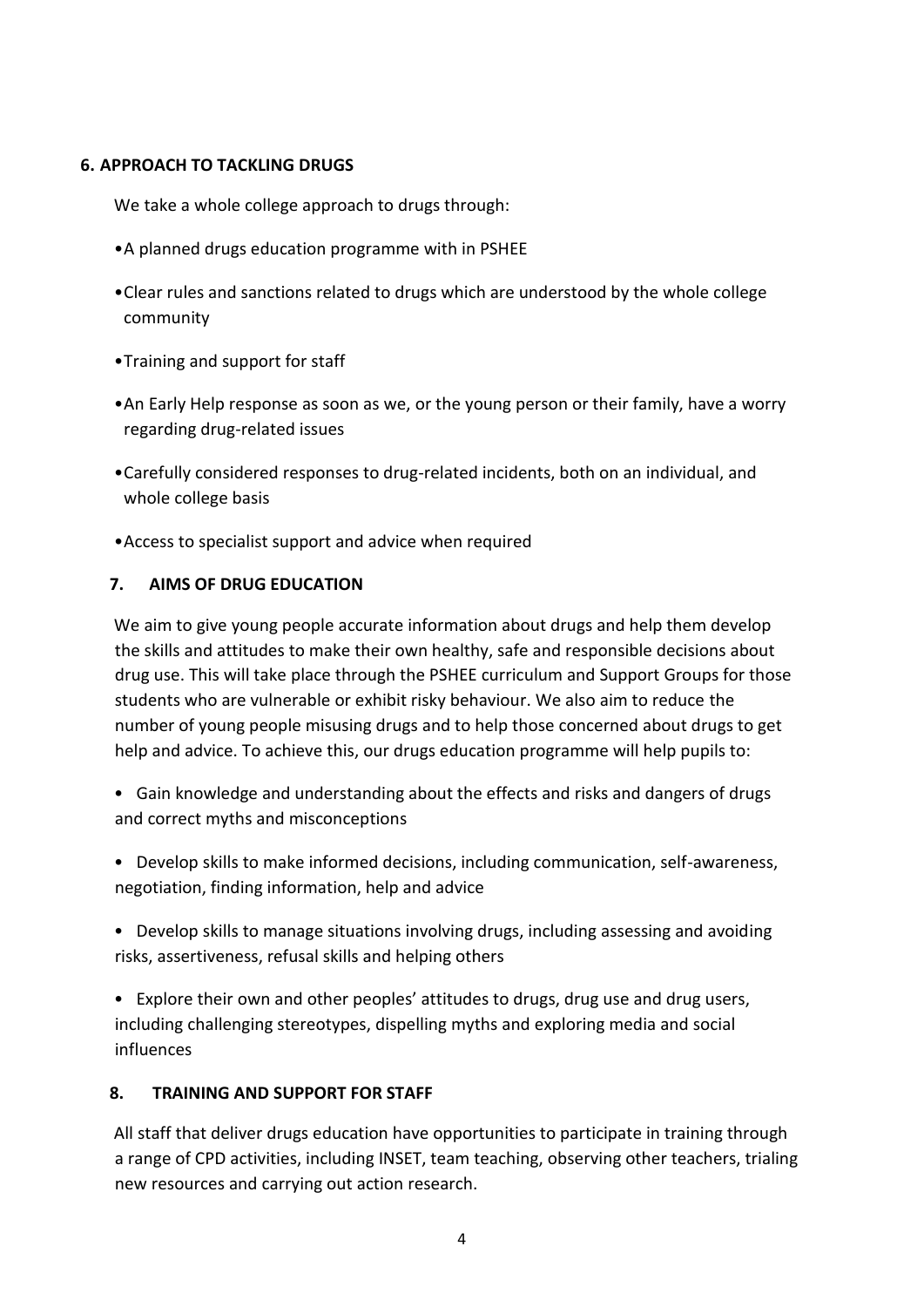## 6. APPROACH TO TACKLING DRUGS

We take a whole college approach to drugs through:

- A planned drugs education programme with in PSHEE
- Clear rules and sanctions related to drugs which are understood by the whole college community
- Training and support for staff
- An Early Help response as soon as we, or the young person or their family, have a worry regarding drug-related issues
- Carefully considered responses to drug-related incidents, both on an individual, and whole college basis
- Access to specialist support and advice when required

## 7. AIMS OF DRUG EDUCATION

We aim to give young people accurate information about drugs and help them develop the skills and attitudes to make their own healthy, safe and responsible decisions about drug use. This will take place through the PSHEE curriculum and Support Groups for those students who are vulnerable or exhibit risky behaviour. We also aim to reduce the number of young people misusing drugs and to help those concerned about drugs to get help and advice. To achieve this, our drugs education programme will help pupils to:

- Gain knowledge and understanding about the effects and risks and dangers of drugs and correct myths and misconceptions
- Develop skills to make informed decisions, including communication, self-awareness, negotiation, finding information, help and advice
- Develop skills to manage situations involving drugs, including assessing and avoiding risks, assertiveness, refusal skills and helping others
- Explore their own and other peoples' attitudes to drugs, drug use and drug users, including challenging stereotypes, dispelling myths and exploring media and social influences

## 8. TRAINING AND SUPPORT FOR STAFF

All staff that deliver drugs education have opportunities to participate in training through a range of CPD activities, including INSET, team teaching, observing other teachers, trialing new resources and carrying out action research.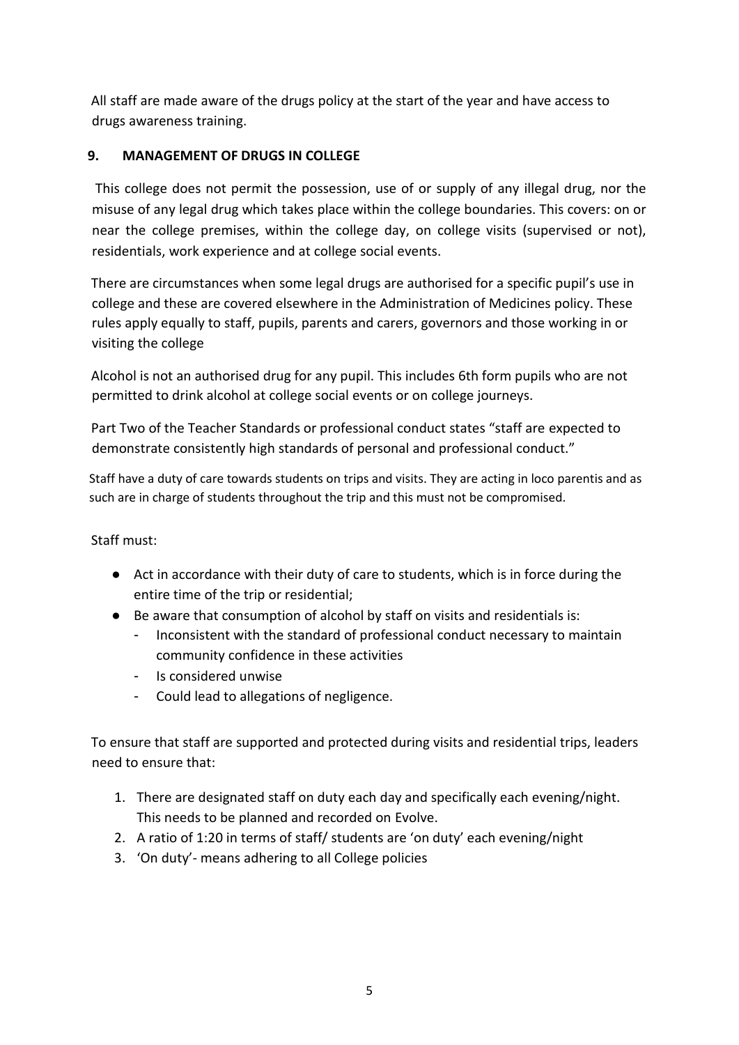All staff are made aware of the drugs policy at the start of the year and have access to drugs awareness training.

## 9. MANAGEMENT OF DRUGS IN COLLEGE

This college does not permit the possession, use of or supply of any illegal drug, nor the misuse of any legal drug which takes place within the college boundaries. This covers: on or near the college premises, within the college day, on college visits (supervised or not), residentials, work experience and at college social events.

There are circumstances when some legal drugs are authorised for a specific pupil's use in college and these are covered elsewhere in the Administration of Medicines policy. These rules apply equally to staff, pupils, parents and carers, governors and those working in or visiting the college

Alcohol is not an authorised drug for any pupil. This includes 6th form pupils who are not permitted to drink alcohol at college social events or on college journeys.

Part Two of the Teacher Standards or professional conduct states "staff are expected to demonstrate consistently high standards of personal and professional conduct."

Staff have a duty of care towards students on trips and visits. They are acting in loco parentis and as such are in charge of students throughout the trip and this must not be compromised.

Staff must:

- Act in accordance with their duty of care to students, which is in force during the entire time of the trip or residential;
- Be aware that consumption of alcohol by staff on visits and residentials is:
  - Inconsistent with the standard of professional conduct necessary to maintain community confidence in these activities
  - Is considered unwise
  - Could lead to allegations of negligence.

To ensure that staff are supported and protected during visits and residential trips, leaders need to ensure that:

1. There are designated staff on duty each day and specifically each evening/night. This needs to be planned and recorded on Evolve.
2. A ratio of 1:20 in terms of staff/ students are 'on duty' each evening/night
3. 'On duty'- means adhering to all College policies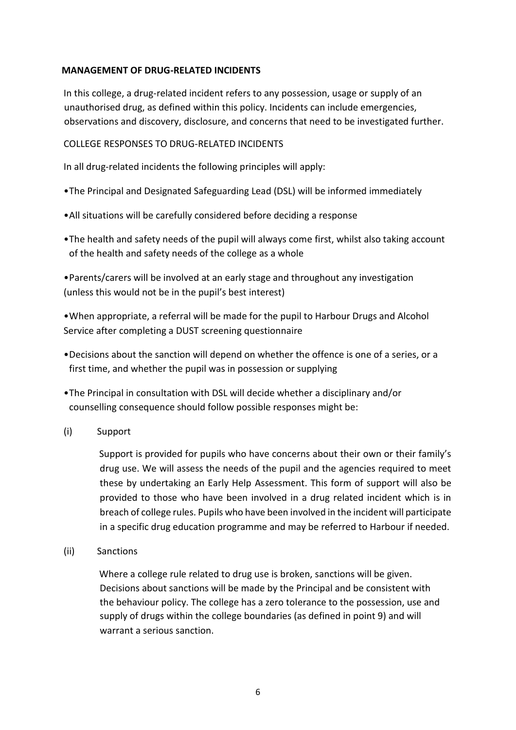## MANAGEMENT OF DRUG-RELATED INCIDENTS

In this college, a drug-related incident refers to any possession, usage or supply of an unauthorised drug, as defined within this policy. Incidents can include emergencies, observations and discovery, disclosure, and concerns that need to be investigated further.

COLLEGE RESPONSES TO DRUG-RELATED INCIDENTS

In all drug-related incidents the following principles will apply:

- The Principal and Designated Safeguarding Lead (DSL) will be informed immediately
- All situations will be carefully considered before deciding a response
- The health and safety needs of the pupil will always come first, whilst also taking account of the health and safety needs of the college as a whole
- Parents/carers will be involved at an early stage and throughout any investigation (unless this would not be in the pupil's best interest)
- When appropriate, a referral will be made for the pupil to Harbour Drugs and Alcohol Service after completing a DUST screening questionnaire
- Decisions about the sanction will depend on whether the offence is one of a series, or a first time, and whether the pupil was in possession or supplying
- The Principal in consultation with DSL will decide whether a disciplinary and/or counselling consequence should follow possible responses might be:

(i) Support

Support is provided for pupils who have concerns about their own or their family's drug use. We will assess the needs of the pupil and the agencies required to meet these by undertaking an Early Help Assessment. This form of support will also be provided to those who have been involved in a drug related incident which is in breach of college rules. Pupils who have been involved in the incident will participate in a specific drug education programme and may be referred to Harbour if needed.

(ii) Sanctions

Where a college rule related to drug use is broken, sanctions will be given. Decisions about sanctions will be made by the Principal and be consistent with the behaviour policy. The college has a zero tolerance to the possession, use and supply of drugs within the college boundaries (as defined in point 9) and will warrant a serious sanction.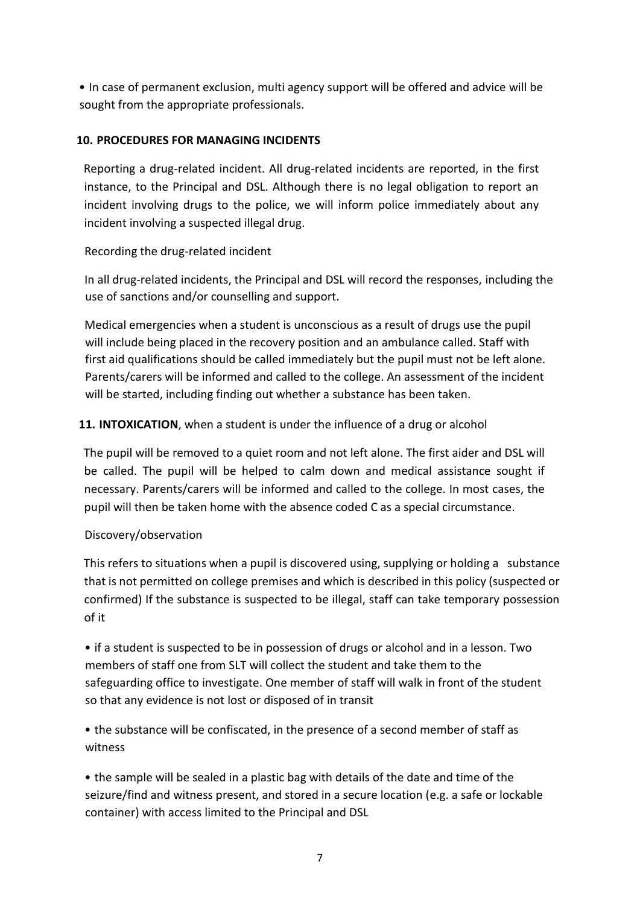- In case of permanent exclusion, multi agency support will be offered and advice will be sought from the appropriate professionals.

## 10. PROCEDURES FOR MANAGING INCIDENTS

Reporting a drug-related incident. All drug-related incidents are reported, in the first instance, to the Principal and DSL. Although there is no legal obligation to report an incident involving drugs to the police, we will inform police immediately about any incident involving a suspected illegal drug.

Recording the drug-related incident

In all drug-related incidents, the Principal and DSL will record the responses, including the use of sanctions and/or counselling and support.

Medical emergencies when a student is unconscious as a result of drugs use the pupil will include being placed in the recovery position and an ambulance called. Staff with first aid qualifications should be called immediately but the pupil must not be left alone. Parents/carers will be informed and called to the college. An assessment of the incident will be started, including finding out whether a substance has been taken.

## 11. INTOXICATION, when a student is under the influence of a drug or alcohol

The pupil will be removed to a quiet room and not left alone. The first aider and DSL will be called. The pupil will be helped to calm down and medical assistance sought if necessary. Parents/carers will be informed and called to the college. In most cases, the pupil will then be taken home with the absence coded C as a special circumstance.

Discovery/observation

This refers to situations when a pupil is discovered using, supplying or holding a substance that is not permitted on college premises and which is described in this policy (suspected or confirmed) If the substance is suspected to be illegal, staff can take temporary possession of it

- if a student is suspected to be in possession of drugs or alcohol and in a lesson. Two members of staff one from SLT will collect the student and take them to the safeguarding office to investigate. One member of staff will walk in front of the student so that any evidence is not lost or disposed of in transit

- the substance will be confiscated, in the presence of a second member of staff as witness

- the sample will be sealed in a plastic bag with details of the date and time of the seizure/find and witness present, and stored in a secure location (e.g. a safe or lockable container) with access limited to the Principal and DSL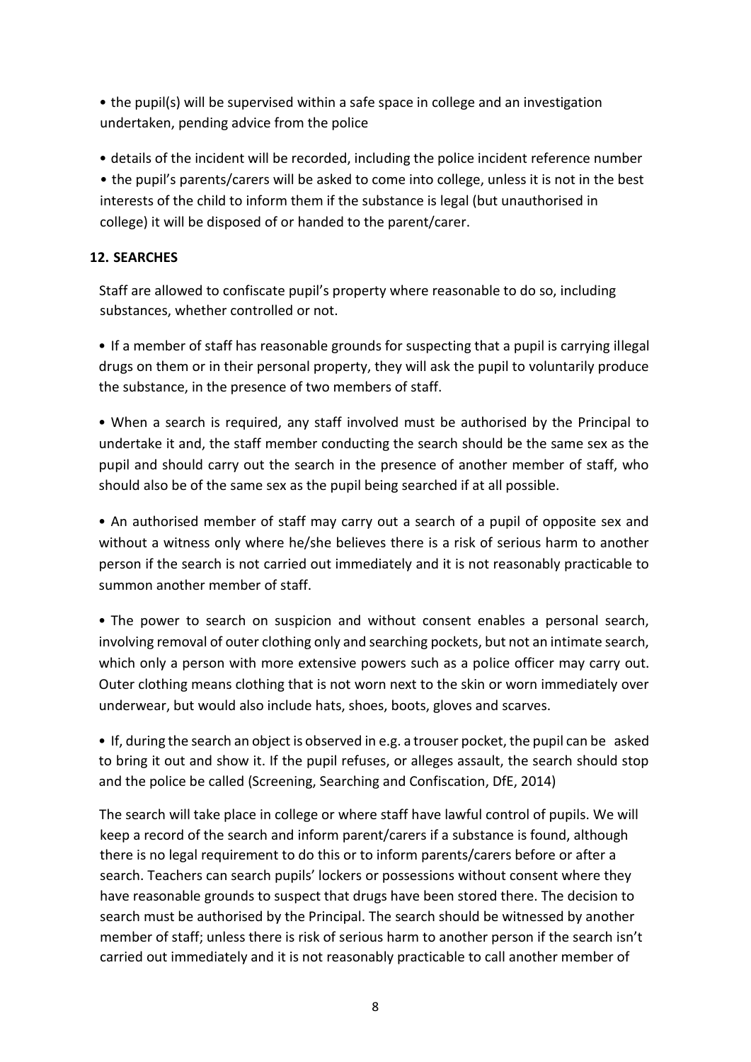- the pupil(s) will be supervised within a safe space in college and an investigation undertaken, pending advice from the police
- details of the incident will be recorded, including the police incident reference number
- the pupil's parents/carers will be asked to come into college, unless it is not in the best interests of the child to inform them if the substance is legal (but unauthorised in college) it will be disposed of or handed to the parent/carer.

## 12. SEARCHES

Staff are allowed to confiscate pupil's property where reasonable to do so, including substances, whether controlled or not.

- If a member of staff has reasonable grounds for suspecting that a pupil is carrying illegal drugs on them or in their personal property, they will ask the pupil to voluntarily produce the substance, in the presence of two members of staff.
- When a search is required, any staff involved must be authorised by the Principal to undertake it and, the staff member conducting the search should be the same sex as the pupil and should carry out the search in the presence of another member of staff, who should also be of the same sex as the pupil being searched if at all possible.
- An authorised member of staff may carry out a search of a pupil of opposite sex and without a witness only where he/she believes there is a risk of serious harm to another person if the search is not carried out immediately and it is not reasonably practicable to summon another member of staff.
- The power to search on suspicion and without consent enables a personal search, involving removal of outer clothing only and searching pockets, but not an intimate search, which only a person with more extensive powers such as a police officer may carry out. Outer clothing means clothing that is not worn next to the skin or worn immediately over underwear, but would also include hats, shoes, boots, gloves and scarves.
- If, during the search an object is observed in e.g. a trouser pocket, the pupil can be asked to bring it out and show it. If the pupil refuses, or alleges assault, the search should stop and the police be called (Screening, Searching and Confiscation, DfE, 2014)

The search will take place in college or where staff have lawful control of pupils. We will keep a record of the search and inform parent/carers if a substance is found, although there is no legal requirement to do this or to inform parents/carers before or after a search. Teachers can search pupils' lockers or possessions without consent where they have reasonable grounds to suspect that drugs have been stored there. The decision to search must be authorised by the Principal. The search should be witnessed by another member of staff; unless there is risk of serious harm to another person if the search isn't carried out immediately and it is not reasonably practicable to call another member of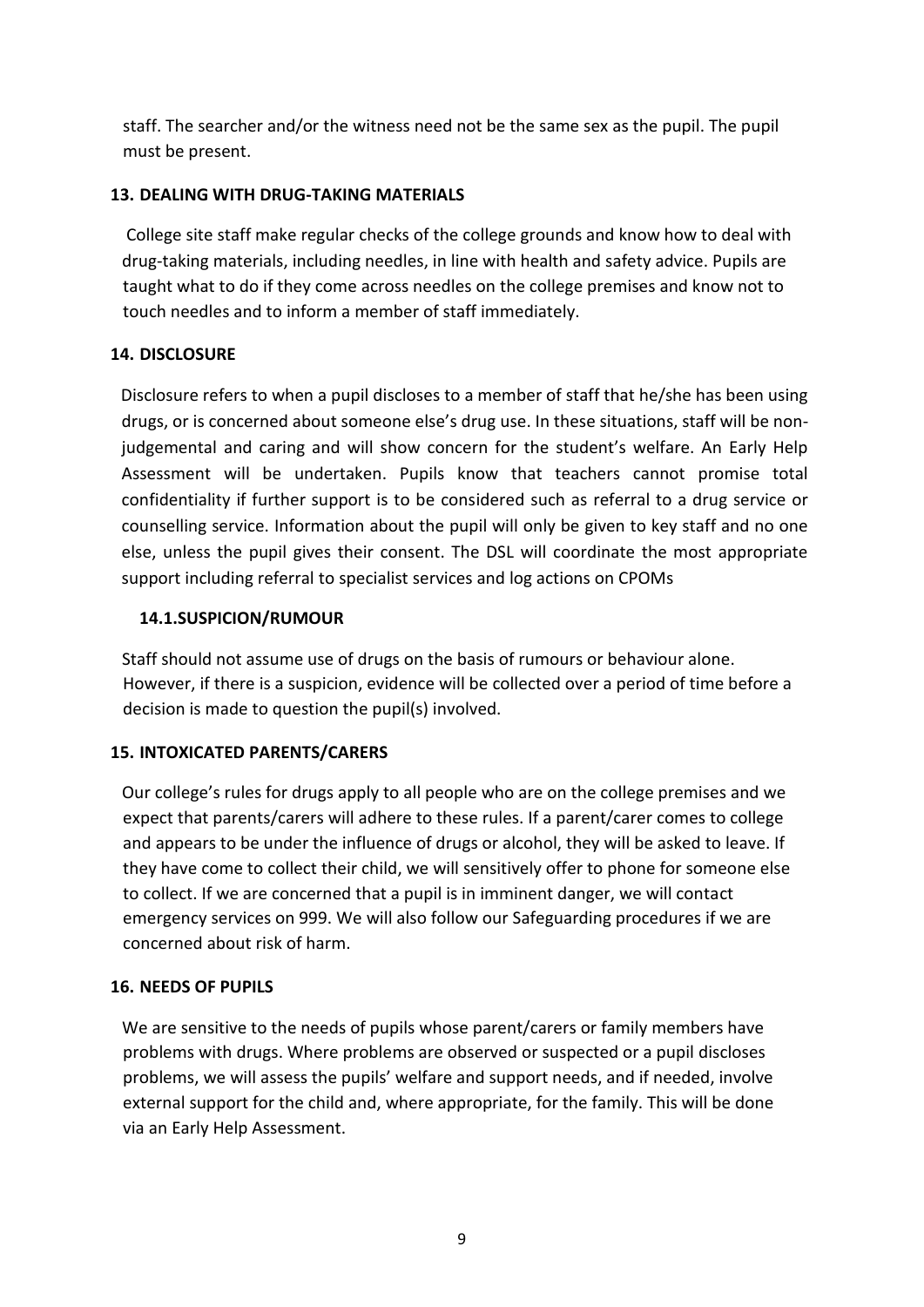staff. The searcher and/or the witness need not be the same sex as the pupil. The pupil must be present.

## 13. DEALING WITH DRUG-TAKING MATERIALS

College site staff make regular checks of the college grounds and know how to deal with drug-taking materials, including needles, in line with health and safety advice. Pupils are taught what to do if they come across needles on the college premises and know not to touch needles and to inform a member of staff immediately.

## 14. DISCLOSURE

Disclosure refers to when a pupil discloses to a member of staff that he/she has been using drugs, or is concerned about someone else's drug use. In these situations, staff will be non-judgemental and caring and will show concern for the student's welfare. An Early Help Assessment will be undertaken. Pupils know that teachers cannot promise total confidentiality if further support is to be considered such as referral to a drug service or counselling service. Information about the pupil will only be given to key staff and no one else, unless the pupil gives their consent. The DSL will coordinate the most appropriate support including referral to specialist services and log actions on CPOMs

### 14.1. SUSPICION/RUMOUR

Staff should not assume use of drugs on the basis of rumours or behaviour alone. However, if there is a suspicion, evidence will be collected over a period of time before a decision is made to question the pupil(s) involved.

## 15. INTOXICATED PARENTS/CARERS

Our college's rules for drugs apply to all people who are on the college premises and we expect that parents/carers will adhere to these rules. If a parent/carer comes to college and appears to be under the influence of drugs or alcohol, they will be asked to leave. If they have come to collect their child, we will sensitively offer to phone for someone else to collect. If we are concerned that a pupil is in imminent danger, we will contact emergency services on 999. We will also follow our Safeguarding procedures if we are concerned about risk of harm.

## 16. NEEDS OF PUPILS

We are sensitive to the needs of pupils whose parent/carers or family members have problems with drugs. Where problems are observed or suspected or a pupil discloses problems, we will assess the pupils' welfare and support needs, and if needed, involve external support for the child and, where appropriate, for the family. This will be done via an Early Help Assessment.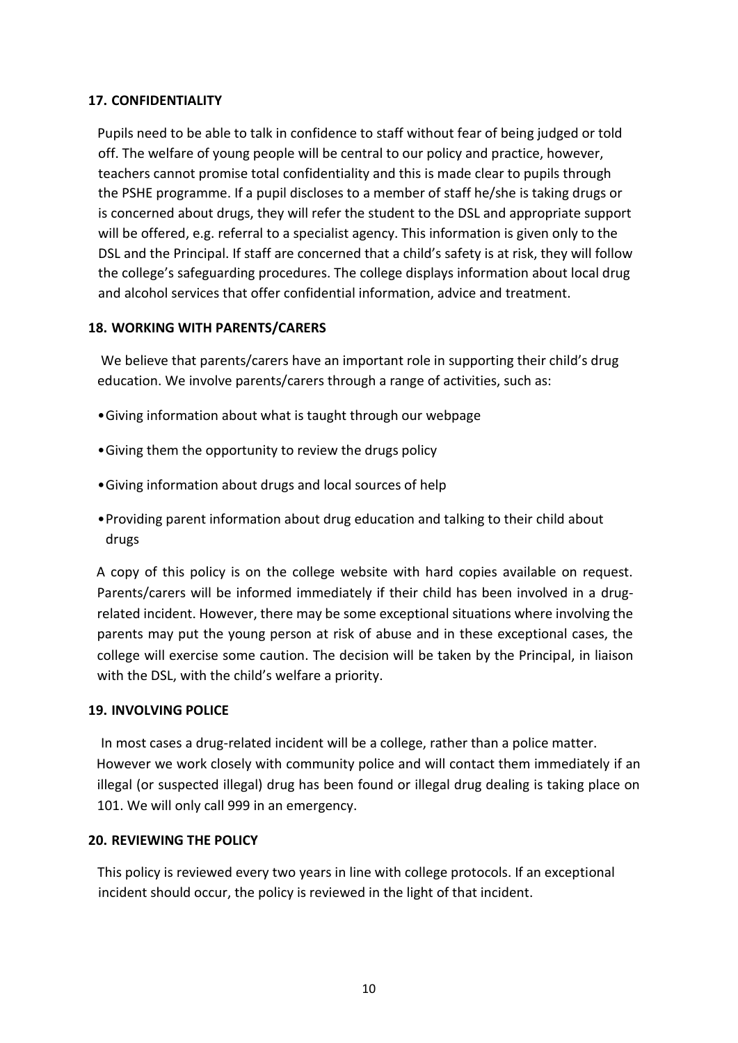## 17. CONFIDENTIALITY

Pupils need to be able to talk in confidence to staff without fear of being judged or told off. The welfare of young people will be central to our policy and practice, however, teachers cannot promise total confidentiality and this is made clear to pupils through the PSHE programme. If a pupil discloses to a member of staff he/she is taking drugs or is concerned about drugs, they will refer the student to the DSL and appropriate support will be offered, e.g. referral to a specialist agency. This information is given only to the DSL and the Principal. If staff are concerned that a child's safety is at risk, they will follow the college's safeguarding procedures. The college displays information about local drug and alcohol services that offer confidential information, advice and treatment.

## 18. WORKING WITH PARENTS/CARERS

We believe that parents/carers have an important role in supporting their child's drug education. We involve parents/carers through a range of activities, such as:

- Giving information about what is taught through our webpage
- Giving them the opportunity to review the drugs policy
- Giving information about drugs and local sources of help
- Providing parent information about drug education and talking to their child about drugs

A copy of this policy is on the college website with hard copies available on request. Parents/carers will be informed immediately if their child has been involved in a drug-related incident. However, there may be some exceptional situations where involving the parents may put the young person at risk of abuse and in these exceptional cases, the college will exercise some caution. The decision will be taken by the Principal, in liaison with the DSL, with the child's welfare a priority.

## 19. INVOLVING POLICE

In most cases a drug-related incident will be a college, rather than a police matter. However we work closely with community police and will contact them immediately if an illegal (or suspected illegal) drug has been found or illegal drug dealing is taking place on 101. We will only call 999 in an emergency.

## 20. REVIEWING THE POLICY

This policy is reviewed every two years in line with college protocols. If an exceptional incident should occur, the policy is reviewed in the light of that incident.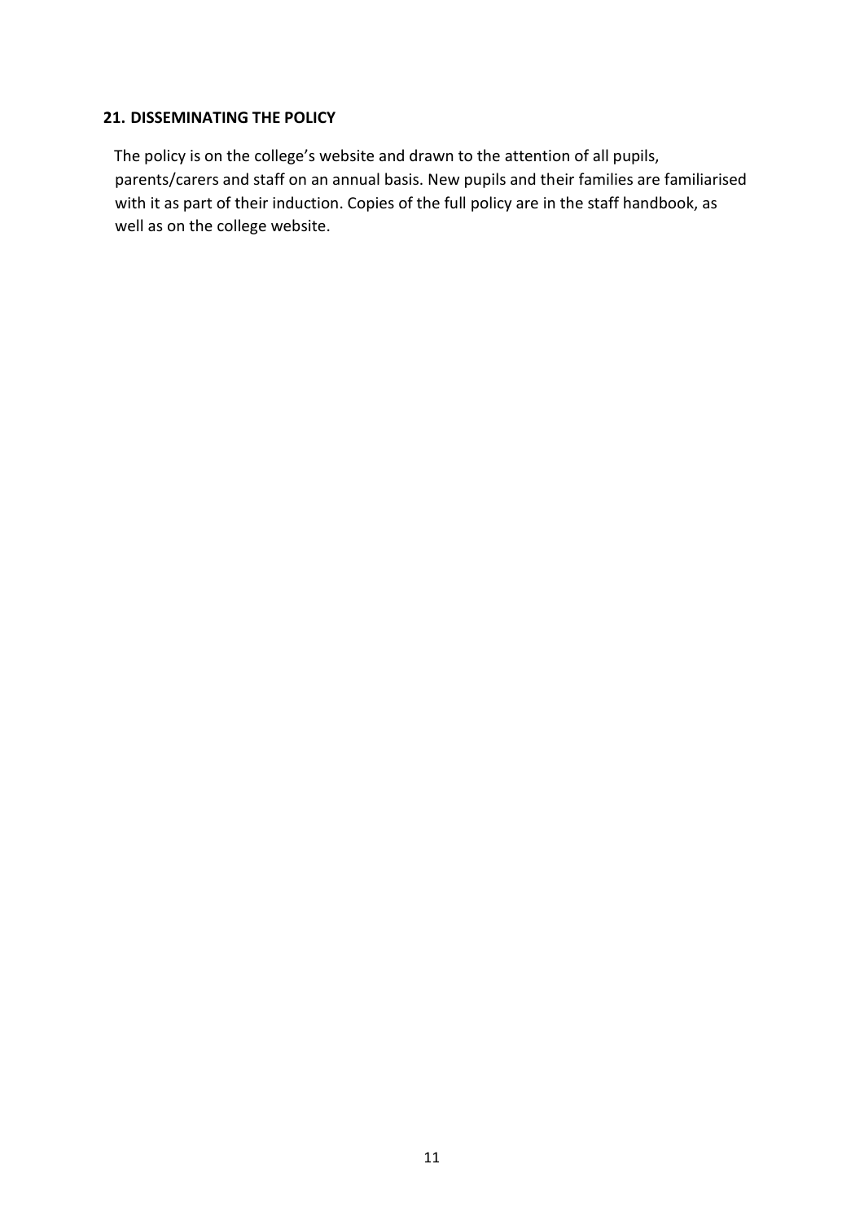## 21. DISSEMINATING THE POLICY

The policy is on the college's website and drawn to the attention of all pupils, parents/carers and staff on an annual basis. New pupils and their families are familiarised with it as part of their induction. Copies of the full policy are in the staff handbook, as well as on the college website.